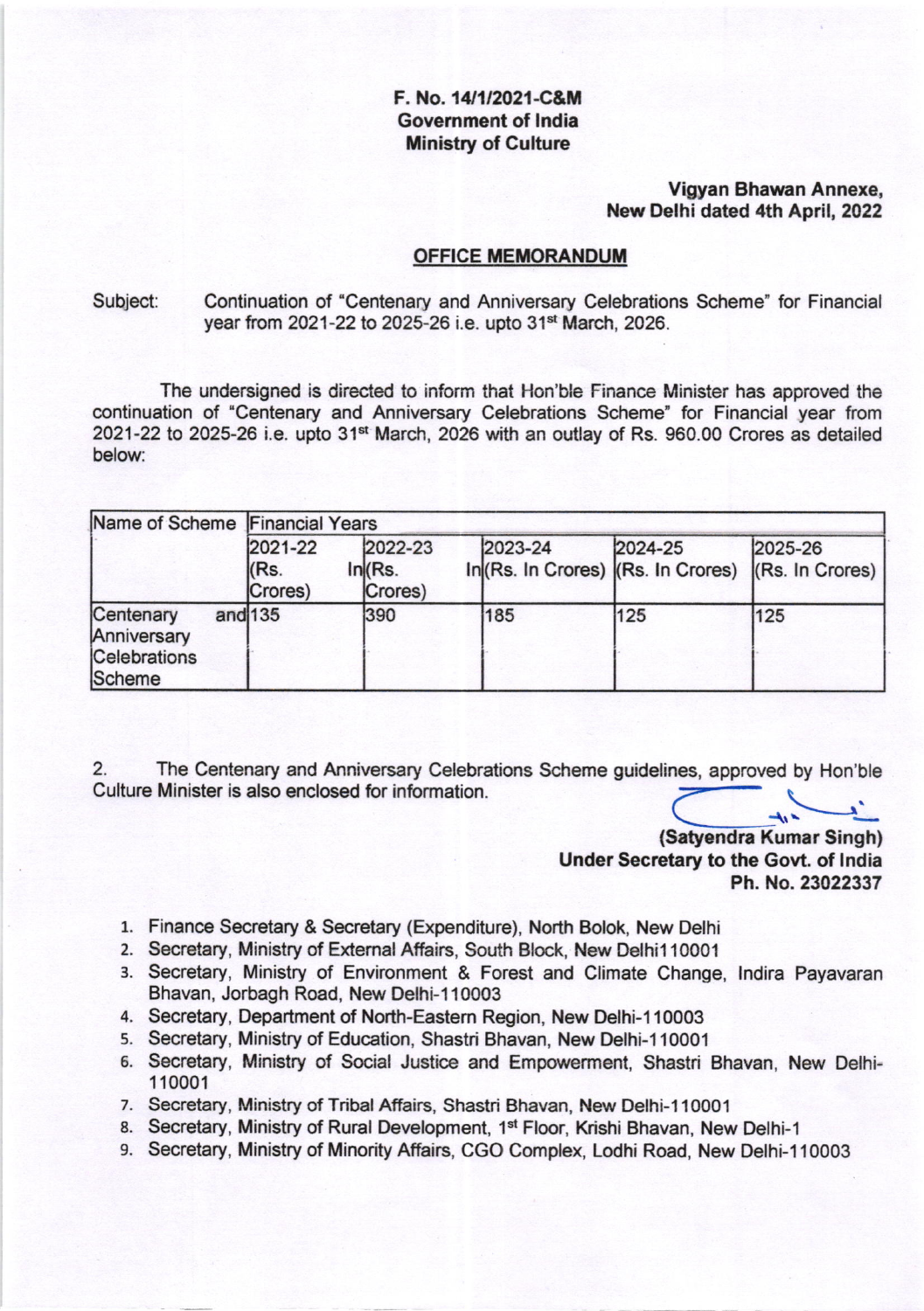**F. No. 14/1/2021-C&M**
**Government of India**
**Ministry of Culture**

**Vigyan Bhawan Annexe,**
**New Delhi dated 4th April, 2022**

## OFFICE MEMORANDUM

Subject: Continuation of "Centenary and Anniversary Celebrations Scheme" for Financial year from 2021-22 to 2025-26 i.e. upto 31st March, 2026.

The undersigned is directed to inform that Hon'ble Finance Minister has approved the continuation of "Centenary and Anniversary Celebrations Scheme" for Financial year from 2021-22 to 2025-26 i.e. upto 31st March, 2026 with an outlay of Rs. 960.00 Crores as detailed below:

| Name of Scheme | Financial Years | | | | |
|---|---|---|---|---|---|
| | 2021-22 (Rs. In Crores) | 2022-23 (Rs. In Crores) | 2023-24 (Rs. In Crores) | 2024-25 (Rs. In Crores) | 2025-26 (Rs. In Crores) |
| Centenary and Anniversary Celebrations Scheme | 135 | 390 | 185 | 125 | 125 |

2. The Centenary and Anniversary Celebrations Scheme guidelines, approved by Hon'ble Culture Minister is also enclosed for information.

**(Satyendra Kumar Singh)**
**Under Secretary to the Govt. of India**
**Ph. No. 23022337**

1. Finance Secretary & Secretary (Expenditure), North Bolok, New Delhi
2. Secretary, Ministry of External Affairs, South Block, New Delhi110001
3. Secretary, Ministry of Environment & Forest and Climate Change, Indira Payavaran Bhavan, Jorbagh Road, New Delhi-110003
4. Secretary, Department of North-Eastern Region, New Delhi-110003
5. Secretary, Ministry of Education, Shastri Bhavan, New Delhi-110001
6. Secretary, Ministry of Social Justice and Empowerment, Shastri Bhavan, New Delhi-110001
7. Secretary, Ministry of Tribal Affairs, Shastri Bhavan, New Delhi-110001
8. Secretary, Ministry of Rural Development, 1st Floor, Krishi Bhavan, New Delhi-1
9. Secretary, Ministry of Minority Affairs, CGO Complex, Lodhi Road, New Delhi-110003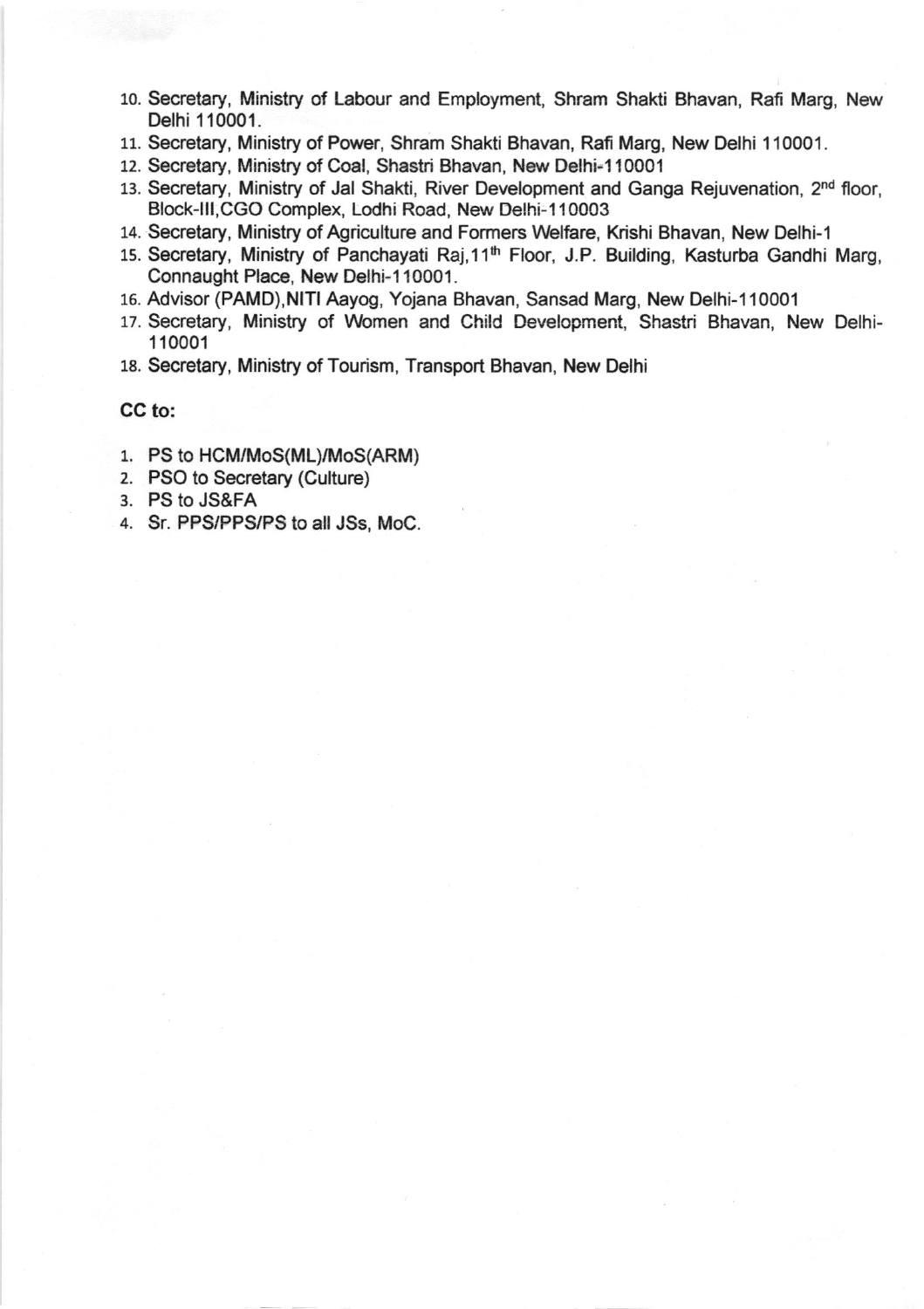10. Secretary, Ministry of Labour and Employment, Shram Shakti Bhavan, Rafi Marg, New Delhi 110001.
11. Secretary, Ministry of Power, Shram Shakti Bhavan, Rafi Marg, New Delhi 110001.
12. Secretary, Ministry of Coal, Shastri Bhavan, New Delhi-110001
13. Secretary, Ministry of Jal Shakti, River Development and Ganga Rejuvenation, 2nd floor, Block-III,CGO Complex, Lodhi Road, New Delhi-110003
14. Secretary, Ministry of Agriculture and Formers Welfare, Krishi Bhavan, New Delhi-1
15. Secretary, Ministry of Panchayati Raj,11th Floor, J.P. Building, Kasturba Gandhi Marg, Connaught Place, New Delhi-110001.
16. Advisor (PAMD),NITI Aayog, Yojana Bhavan, Sansad Marg, New Delhi-110001
17. Secretary, Ministry of Women and Child Development, Shastri Bhavan, New Delhi-110001
18. Secretary, Ministry of Tourism, Transport Bhavan, New Delhi

**CC to:**

1. PS to HCM/MoS(ML)/MoS(ARM)
2. PSO to Secretary (Culture)
3. PS to JS&FA
4. Sr. PPS/PPS/PS to all JSs, MoC.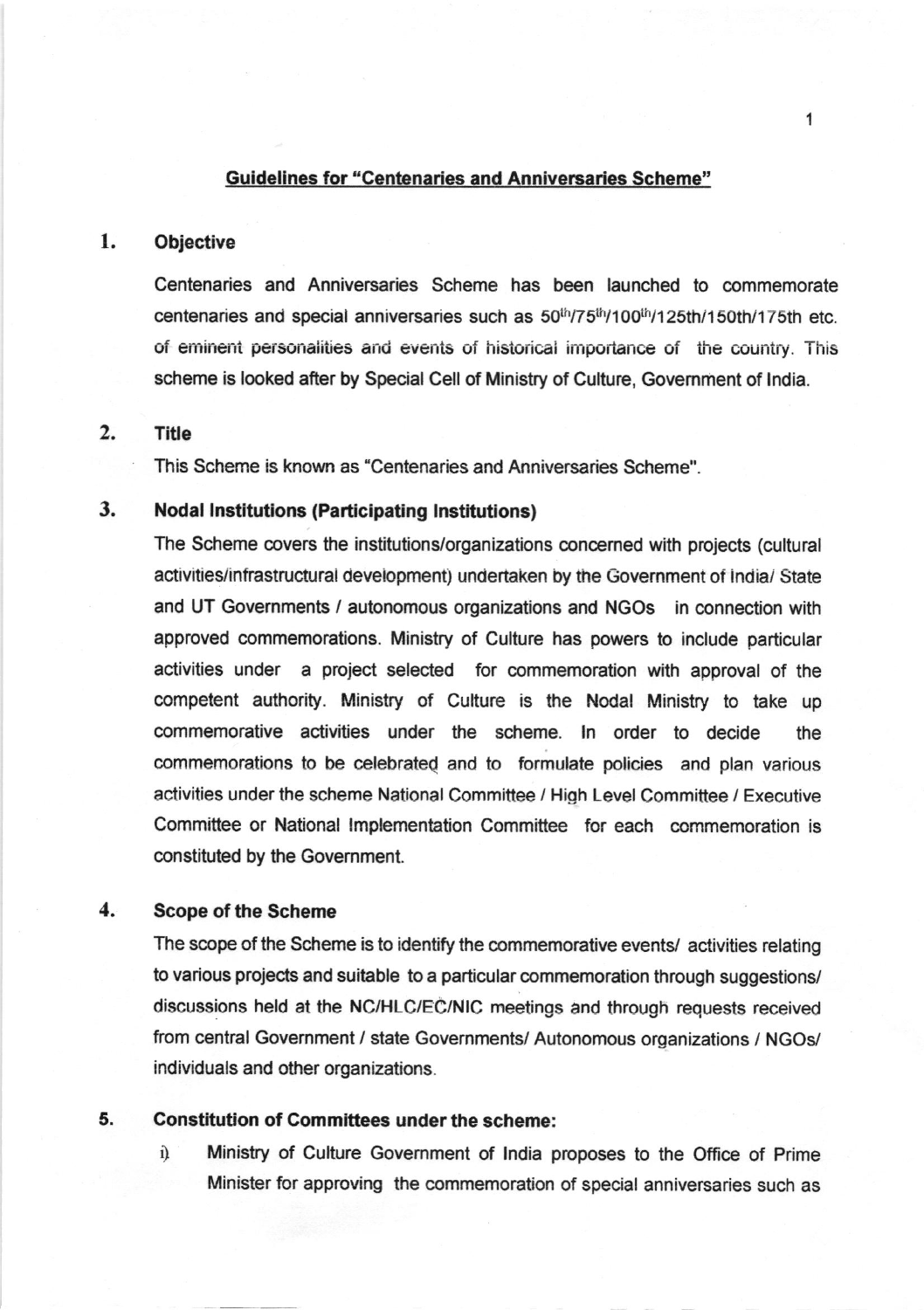## Guidelines for "Centenaries and Anniversaries Scheme"

### 1. Objective

Centenaries and Anniversaries Scheme has been launched to commemorate centenaries and special anniversaries such as 50th/75th/100th/125th/150th/175th etc. of eminent personalities and events of historical importance of the country. This scheme is looked after by Special Cell of Ministry of Culture, Government of India.

### 2. Title

This Scheme is known as "Centenaries and Anniversaries Scheme".

### 3. Nodal Institutions (Participating Institutions)

The Scheme covers the institutions/organizations concerned with projects (cultural activities/infrastructural development) undertaken by the Government of India/ State and UT Governments / autonomous organizations and NGOs in connection with approved commemorations. Ministry of Culture has powers to include particular activities under a project selected for commemoration with approval of the competent authority. Ministry of Culture is the Nodal Ministry to take up commemorative activities under the scheme. In order to decide the commemorations to be celebrated and to formulate policies and plan various activities under the scheme National Committee / High Level Committee / Executive Committee or National Implementation Committee for each commemoration is constituted by the Government.

### 4. Scope of the Scheme

The scope of the Scheme is to identify the commemorative events/ activities relating to various projects and suitable to a particular commemoration through suggestions/ discussions held at the NC/HLC/EC/NIC meetings and through requests received from central Government / state Governments/ Autonomous organizations / NGOs/ individuals and other organizations.

### 5. Constitution of Committees under the scheme:

i) Ministry of Culture Government of India proposes to the Office of Prime Minister for approving the commemoration of special anniversaries such as